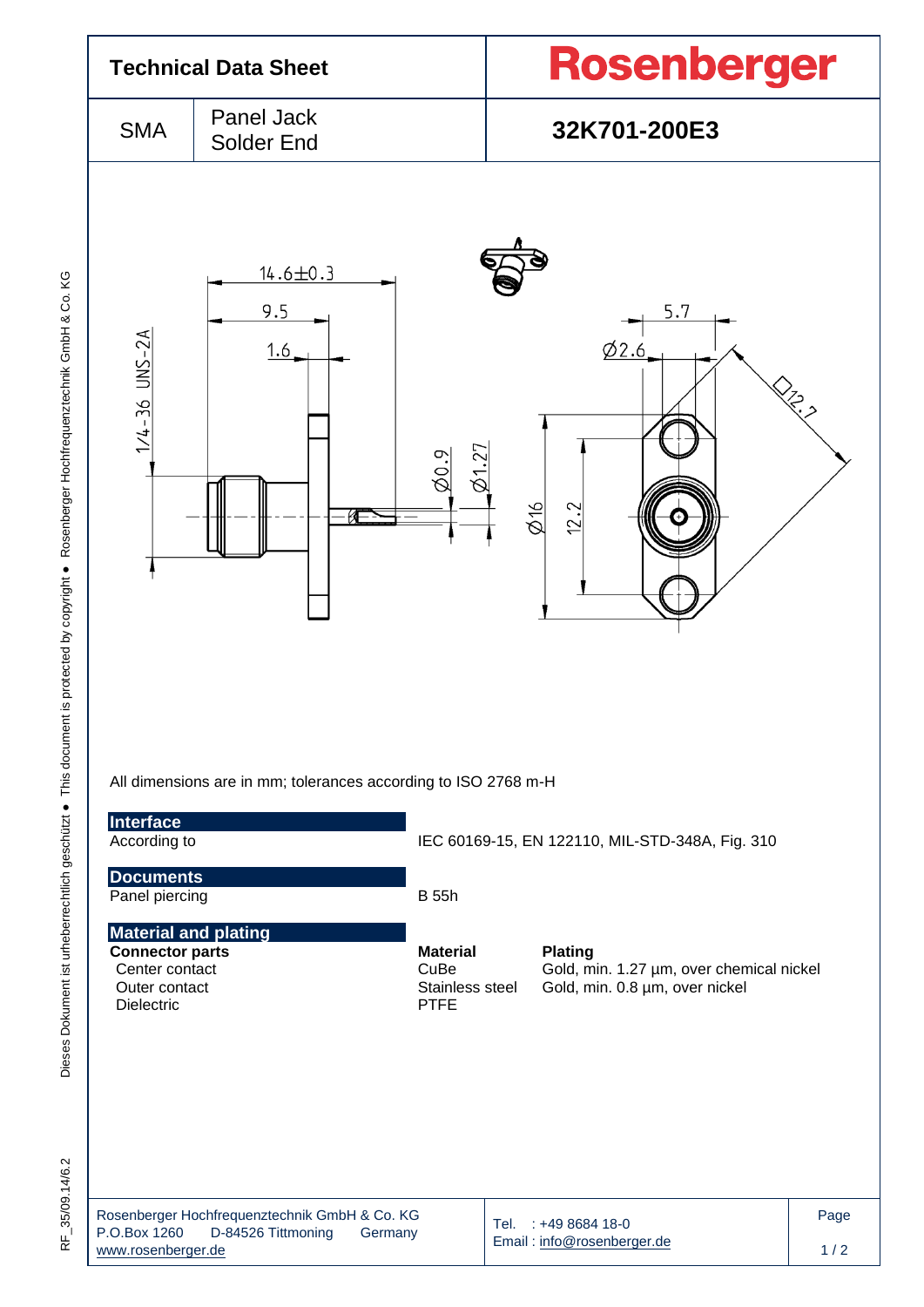# Technical Data Sheet

**Rosenberger**

| SMA | Panel Jack Solder End | **32K701-200E3** |
|---|---|---|

All dimensions are in mm; tolerances according to ISO 2768 m-H

## Interface

| According to | IEC 60169-15, EN 122110, MIL-STD-348A, Fig. 310 |
|---|---|

## Documents

| Panel piercing | B 55h |
|---|---|

## Material and plating

| **Connector parts** | **Material** | **Plating** |
|---|---|---|
| Center contact | CuBe | Gold, min. 1.27 µm, over chemical nickel |
| Outer contact | Stainless steel | Gold, min. 0.8 µm, over nickel |
| Dielectric | PTFE | |

Rosenberger Hochfrequenztechnik GmbH & Co. KG
P.O.Box 1260 D-84526 Tittmoning Germany
www.rosenberger.de

Tel. : +49 8684 18-0
Email : info@rosenberger.de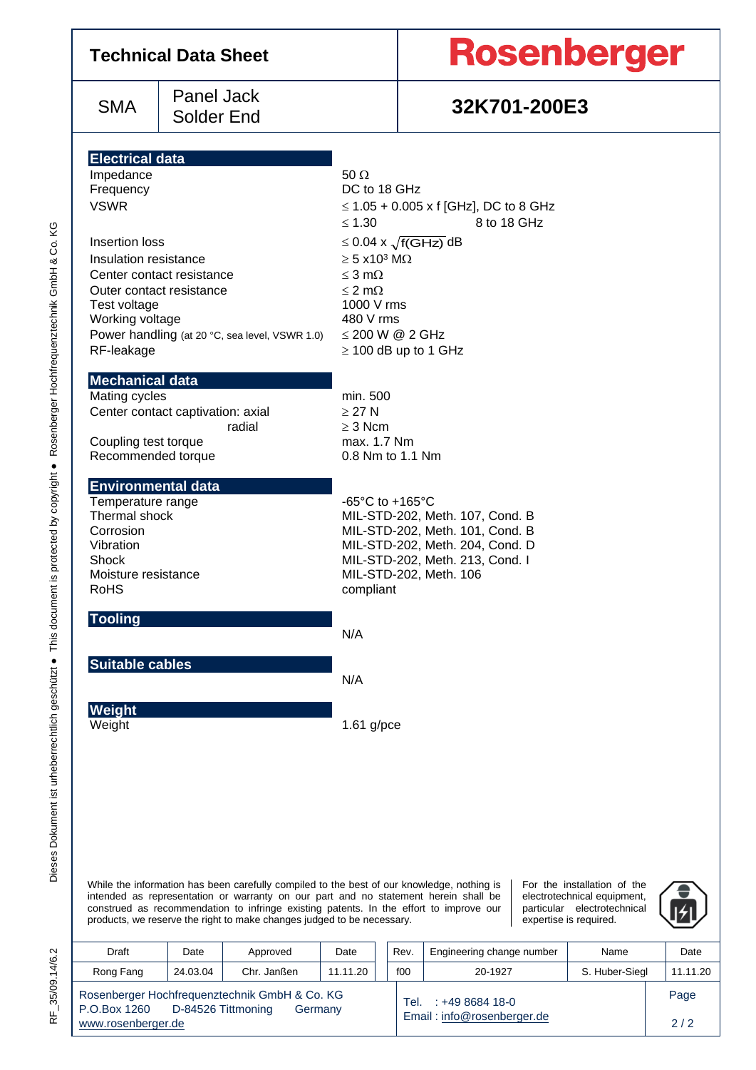# Technical Data Sheet

**Rosenberger**

| SMA | Panel Jack Solder End | 32K701-200E3 |
|---|---|---|

## Electrical data

| | |
|---|---|
| Impedance | 50 Ω |
| Frequency | DC to 18 GHz |
| VSWR | ≤ 1.05 + 0.005 x f [GHz], DC to 8 GHz |
| | ≤ 1.30 8 to 18 GHz |
| Insertion loss | ≤ 0.04 x $\sqrt{f(GHz)}$ dB |
| Insulation resistance | ≥ 5 x$10^3$ MΩ |
| Center contact resistance | ≤ 3 mΩ |
| Outer contact resistance | ≤ 2 mΩ |
| Test voltage | 1000 V rms |
| Working voltage | 480 V rms |
| Power handling (at 20 °C, sea level, VSWR 1.0) | ≤ 200 W @ 2 GHz |
| RF-leakage | ≥ 100 dB up to 1 GHz |

## Mechanical data

| | |
|---|---|
| Mating cycles | min. 500 |
| Center contact captivation: axial | ≥ 27 N |
| radial | ≥ 3 Ncm |
| Coupling test torque | max. 1.7 Nm |
| Recommended torque | 0.8 Nm to 1.1 Nm |

## Environmental data

| | |
|---|---|
| Temperature range | -65°C to +165°C |
| Thermal shock | MIL-STD-202, Meth. 107, Cond. B |
| Corrosion | MIL-STD-202, Meth. 101, Cond. B |
| Vibration | MIL-STD-202, Meth. 204, Cond. D |
| Shock | MIL-STD-202, Meth. 213, Cond. I |
| Moisture resistance | MIL-STD-202, Meth. 106 |
| RoHS | compliant |

## Tooling

N/A

## Suitable cables

N/A

## Weight

| | |
|---|---|
| Weight | 1.61 g/pce |

While the information has been carefully compiled to the best of our knowledge, nothing is intended as representation or warranty on our part and no statement herein shall be construed as recommendation to infringe existing patents. In the effort to improve our products, we reserve the right to make changes judged to be necessary.

For the installation of the electrotechnical equipment, particular electrotechnical expertise is required.

| Draft | Date | Approved | Date | Rev. | Engineering change number | Name | Date |
|---|---|---|---|---|---|---|---|
| Rong Fang | 24.03.04 | Chr. Janßen | 11.11.20 | f00 | 20-1927 | S. Huber-Siegl | 11.11.20 |

Rosenberger Hochfrequenztechnik GmbH & Co. KG
P.O.Box 1260 D-84526 Tittmoning Germany
www.rosenberger.de

Tel. : +49 8684 18-0
Email : info@rosenberger.de

RF_35/09.14/6.2

Dieses Dokument ist urheberrechtlich geschützt ● This document is protected by copyright ● Rosenberger Hochfrequenztechnik GmbH & Co. KG